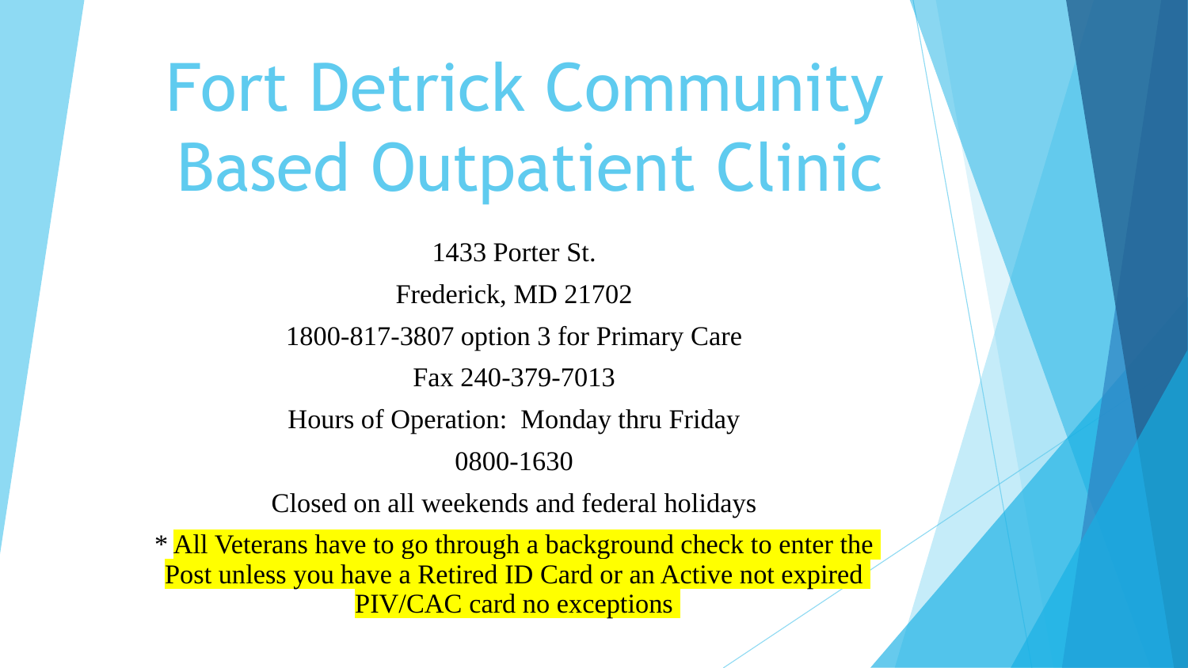# Fort Detrick Community Based Outpatient Clinic

1433 Porter St.

Frederick, MD 21702

1800-817-3807 option 3 for Primary Care

Fax 240-379-7013

Hours of Operation: Monday thru Friday

0800-1630

Closed on all weekends and federal holidays

* All Veterans have to go through a background check to enter the Post unless you have a Retired ID Card or an Active not expired PIV/CAC card no exceptions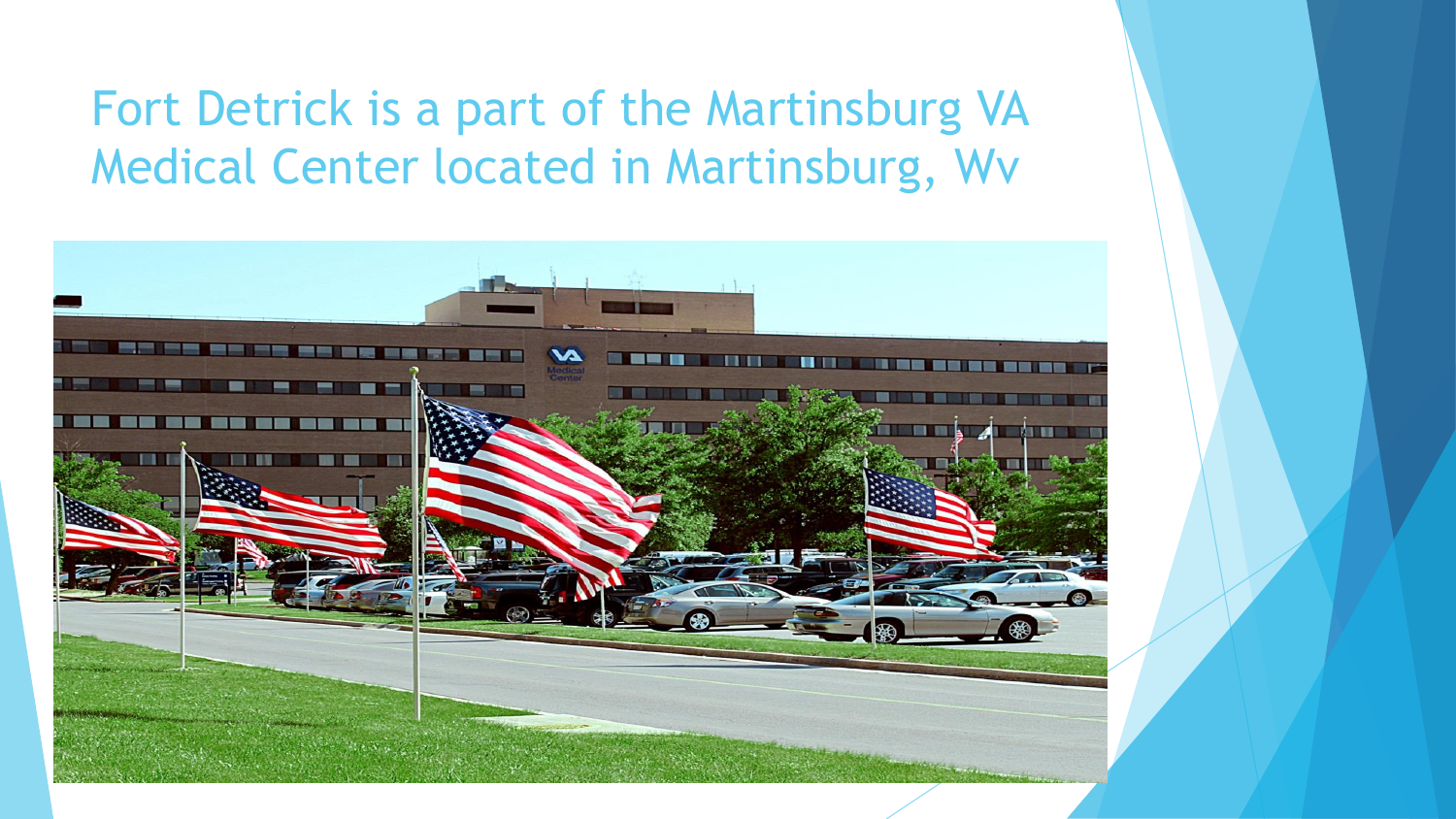# Fort Detrick is a part of the Martinsburg VA Medical Center located in Martinsburg, Wv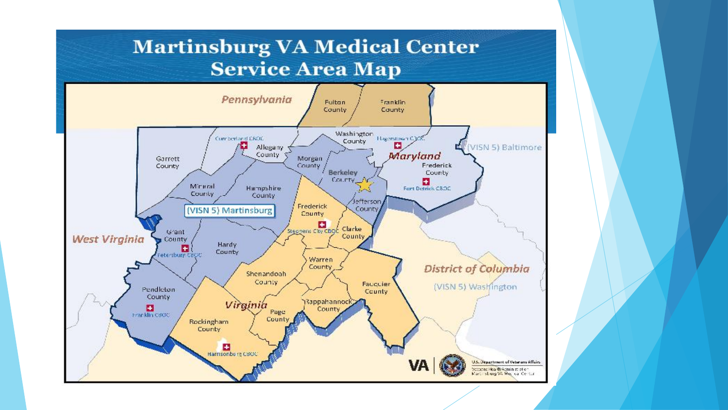# Martinsburg VA Medical Center Service Area Map

Pennsylvania

Fulton County

Franklin County

Washington County

Hagerstown CBOC

Cumberland CBOC

Allegany County

Garrett County

Morgan County

Berkeley County

Maryland

Frederick County

Fort Detrick CBOC

(VISN 5) Baltimore

Mineral County

Hampshire County

(VISN 5) Martinsburg

Frederick County

Jefferson County

Stephens City CBOC

Clarke County

West Virginia

Grant County

Petersburg CBOC

Hardy County

Warren County

District of Columbia

(VISN 5) Washington

Shenandoah County

Fauquier County

Pendleton County

Franklin CBOC

Virginia

Page County

Rappahannock County

Rockingham County

Harrisonburg CBOC

VA

U.S. Department of Veterans Affairs

Veterans Health Administration
Martinsburg VA Medical Center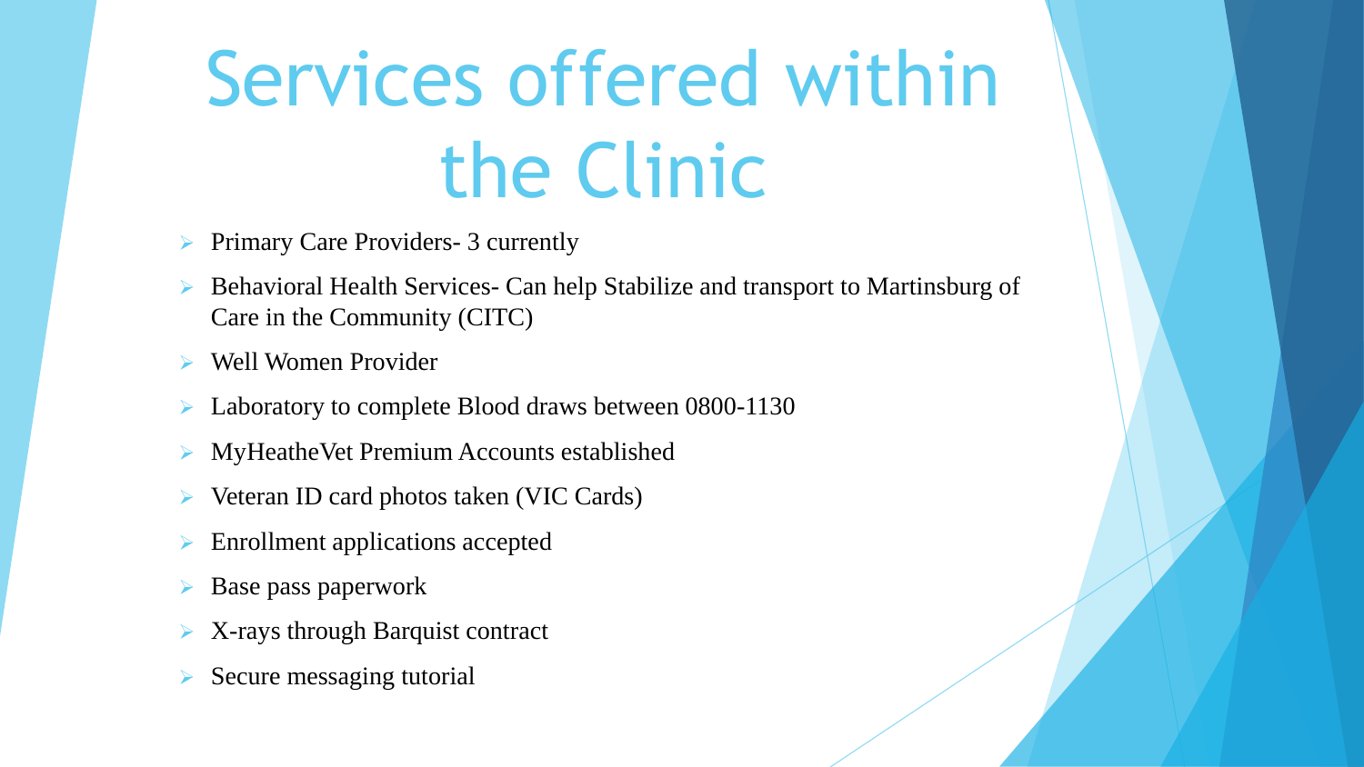# Services offered within the Clinic

- Primary Care Providers- 3 currently
- Behavioral Health Services- Can help Stabilize and transport to Martinsburg of Care in the Community (CITC)
- Well Women Provider
- Laboratory to complete Blood draws between 0800-1130
- MyHeatheVet Premium Accounts established
- Veteran ID card photos taken (VIC Cards)
- Enrollment applications accepted
- Base pass paperwork
- X-rays through Barquist contract
- Secure messaging tutorial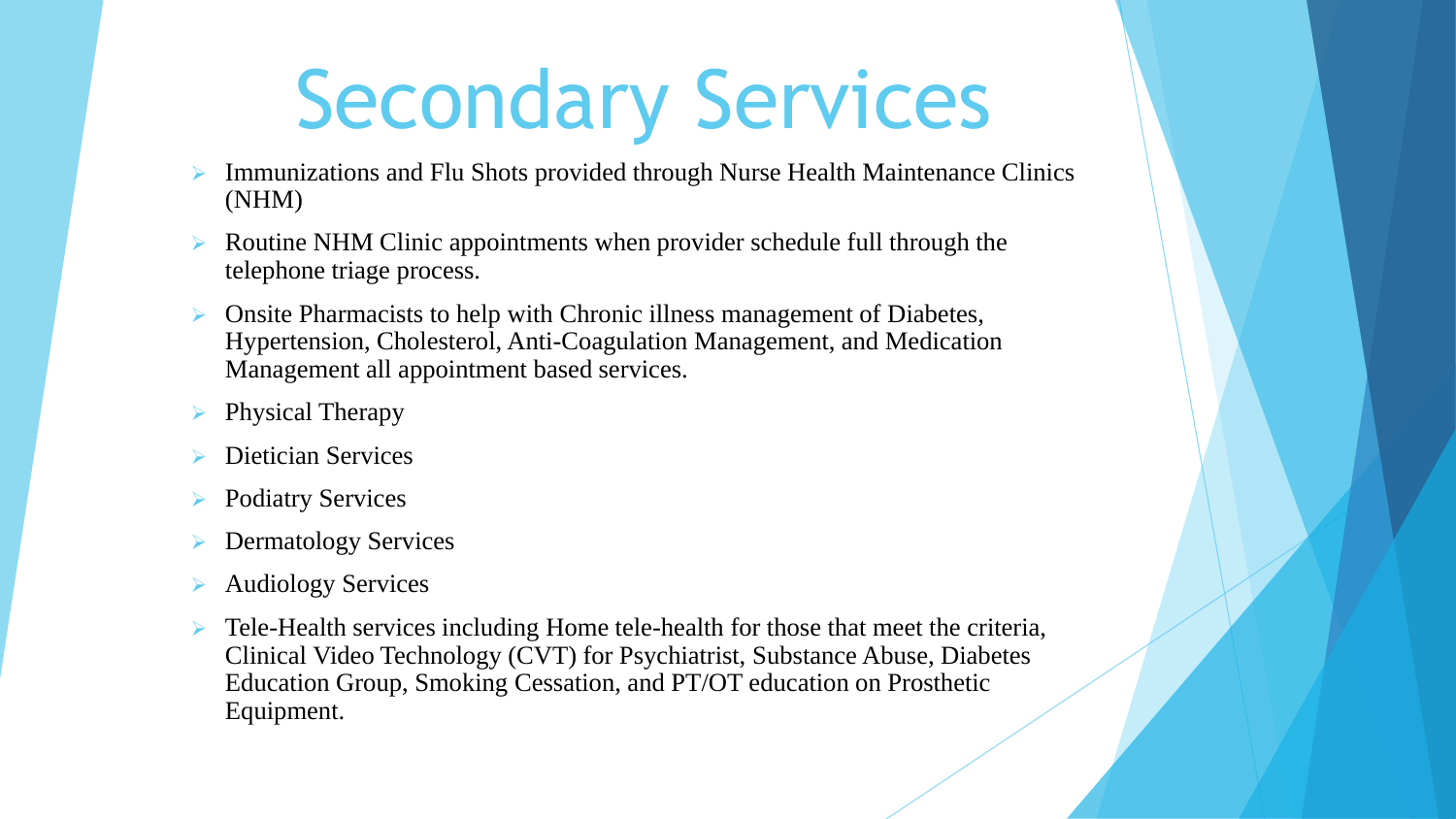# Secondary Services

- Immunizations and Flu Shots provided through Nurse Health Maintenance Clinics (NHM)
- Routine NHM Clinic appointments when provider schedule full through the telephone triage process.
- Onsite Pharmacists to help with Chronic illness management of Diabetes, Hypertension, Cholesterol, Anti-Coagulation Management, and Medication Management all appointment based services.
- Physical Therapy
- Dietician Services
- Podiatry Services
- Dermatology Services
- Audiology Services
- Tele-Health services including Home tele-health for those that meet the criteria, Clinical Video Technology (CVT) for Psychiatrist, Substance Abuse, Diabetes Education Group, Smoking Cessation, and PT/OT education on Prosthetic Equipment.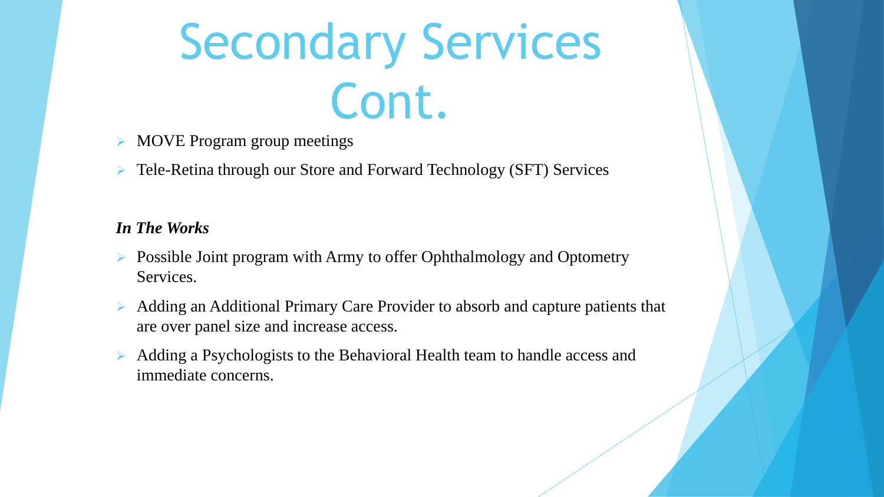# Secondary Services Cont.

- MOVE Program group meetings
- Tele-Retina through our Store and Forward Technology (SFT) Services

***In The Works***

- Possible Joint program with Army to offer Ophthalmology and Optometry Services.
- Adding an Additional Primary Care Provider to absorb and capture patients that are over panel size and increase access.
- Adding a Psychologists to the Behavioral Health team to handle access and immediate concerns.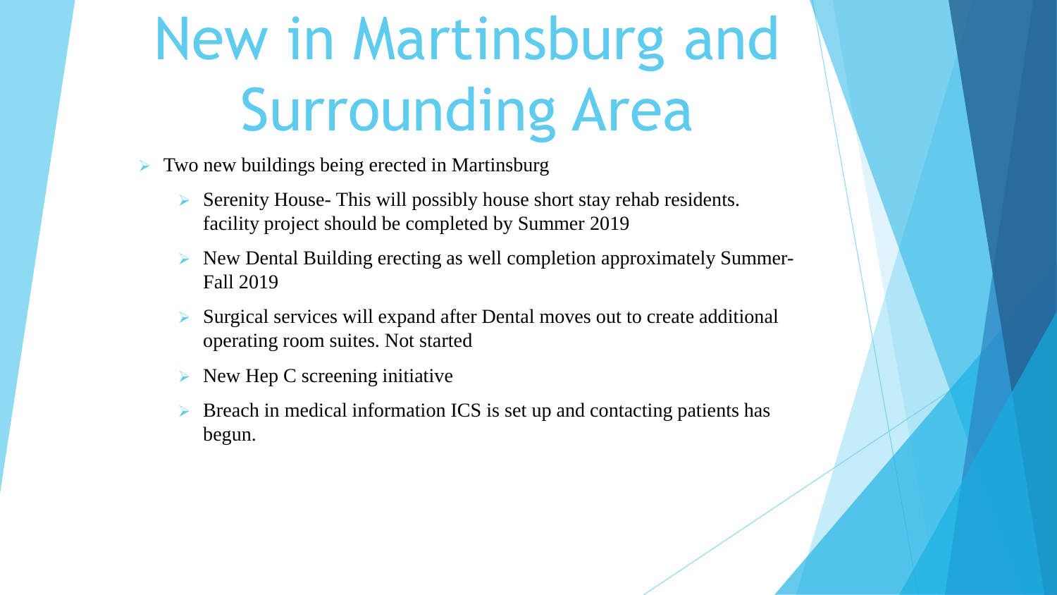# New in Martinsburg and Surrounding Area

- Two new buildings being erected in Martinsburg
  - Serenity House- This will possibly house short stay rehab residents. facility project should be completed by Summer 2019
  - New Dental Building erecting as well completion approximately Summer-Fall 2019
  - Surgical services will expand after Dental moves out to create additional operating room suites. Not started
  - New Hep C screening initiative
  - Breach in medical information ICS is set up and contacting patients has begun.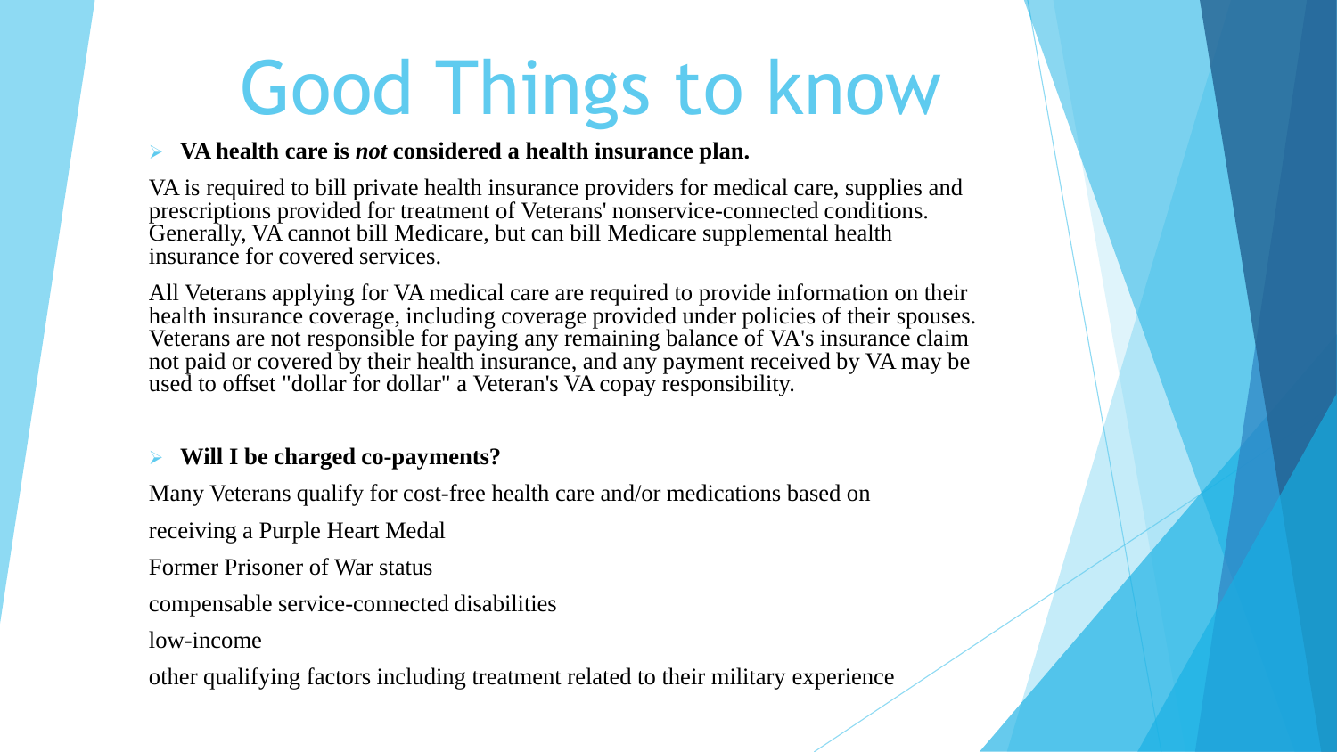# Good Things to know

- **VA health care is *not* considered a health insurance plan.**

VA is required to bill private health insurance providers for medical care, supplies and prescriptions provided for treatment of Veterans' nonservice-connected conditions. Generally, VA cannot bill Medicare, but can bill Medicare supplemental health insurance for covered services.

All Veterans applying for VA medical care are required to provide information on their health insurance coverage, including coverage provided under policies of their spouses. Veterans are not responsible for paying any remaining balance of VA's insurance claim not paid or covered by their health insurance, and any payment received by VA may be used to offset "dollar for dollar" a Veteran's VA copay responsibility.

- **Will I be charged co-payments?**

Many Veterans qualify for cost-free health care and/or medications based on

receiving a Purple Heart Medal

Former Prisoner of War status

compensable service-connected disabilities

low-income

other qualifying factors including treatment related to their military experience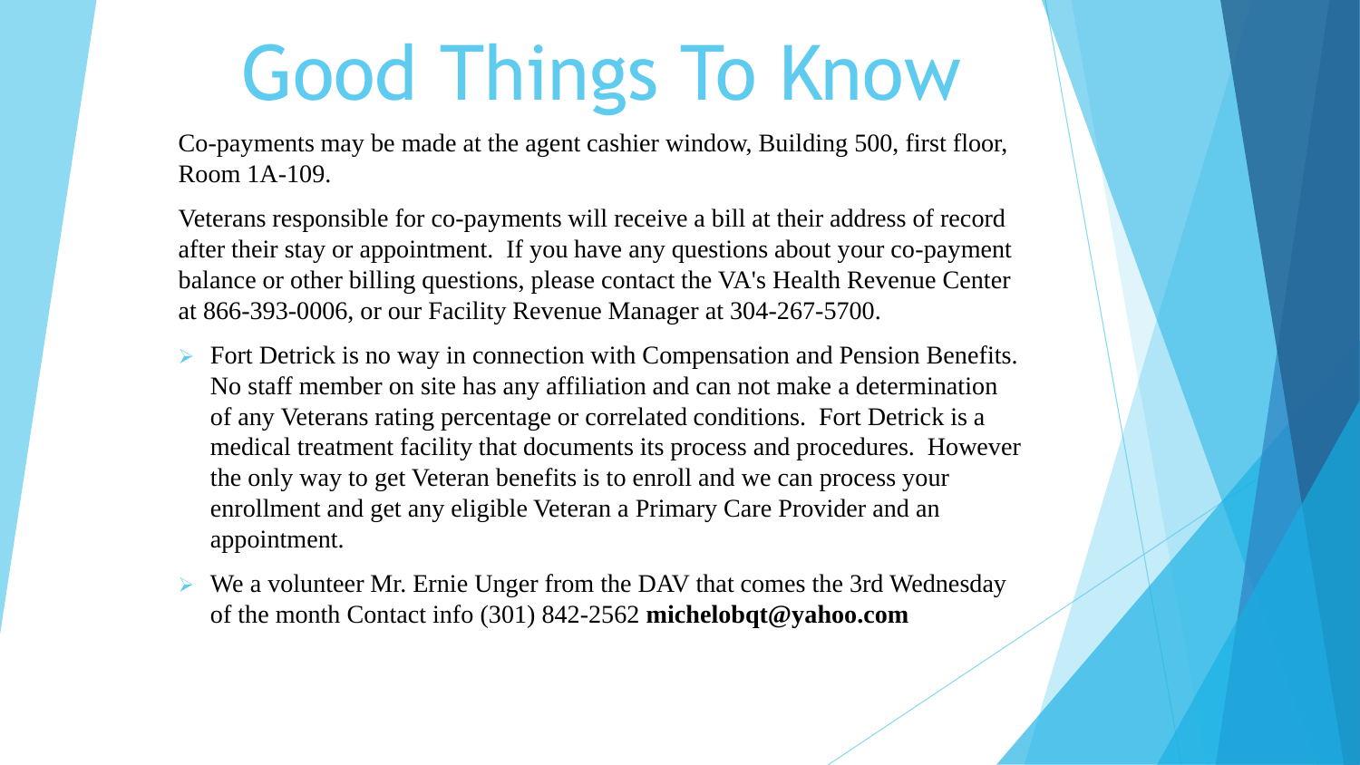# Good Things To Know

Co-payments may be made at the agent cashier window, Building 500, first floor, Room 1A-109.

Veterans responsible for co-payments will receive a bill at their address of record after their stay or appointment.  If you have any questions about your co-payment balance or other billing questions, please contact the VA's Health Revenue Center at 866-393-0006, or our Facility Revenue Manager at 304-267-5700.

- Fort Detrick is no way in connection with Compensation and Pension Benefits. No staff member on site has any affiliation and can not make a determination of any Veterans rating percentage or correlated conditions.  Fort Detrick is a medical treatment facility that documents its process and procedures.  However the only way to get Veteran benefits is to enroll and we can process your enrollment and get any eligible Veteran a Primary Care Provider and an appointment.
- We a volunteer Mr. Ernie Unger from the DAV that comes the 3rd Wednesday of the month Contact info (301) 842-2562 **michelobqt@yahoo.com**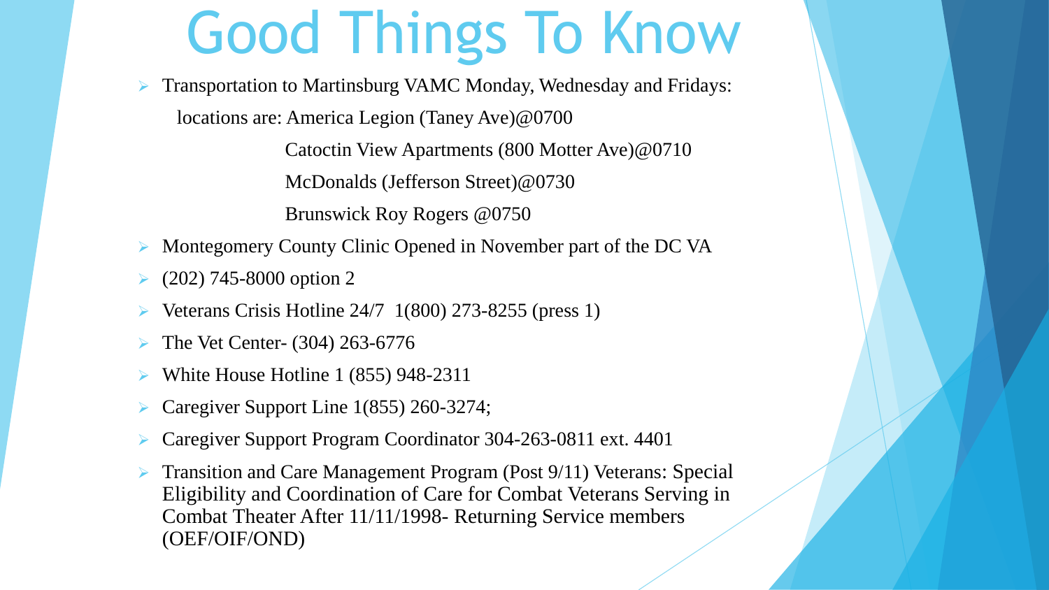# Good Things To Know

- Transportation to Martinsburg VAMC Monday, Wednesday and Fridays:

  locations are: America Legion (Taney Ave)@0700

  Catoctin View Apartments (800 Motter Ave)@0710

  McDonalds (Jefferson Street)@0730

  Brunswick Roy Rogers @0750
- Montegomery County Clinic Opened in November part of the DC VA
- (202) 745-8000 option 2
- Veterans Crisis Hotline 24/7 1(800) 273-8255 (press 1)
- The Vet Center- (304) 263-6776
- White House Hotline 1 (855) 948-2311
- Caregiver Support Line 1(855) 260-3274;
- Caregiver Support Program Coordinator 304-263-0811 ext. 4401
- Transition and Care Management Program (Post 9/11) Veterans: Special Eligibility and Coordination of Care for Combat Veterans Serving in Combat Theater After 11/11/1998- Returning Service members (OEF/OIF/OND)